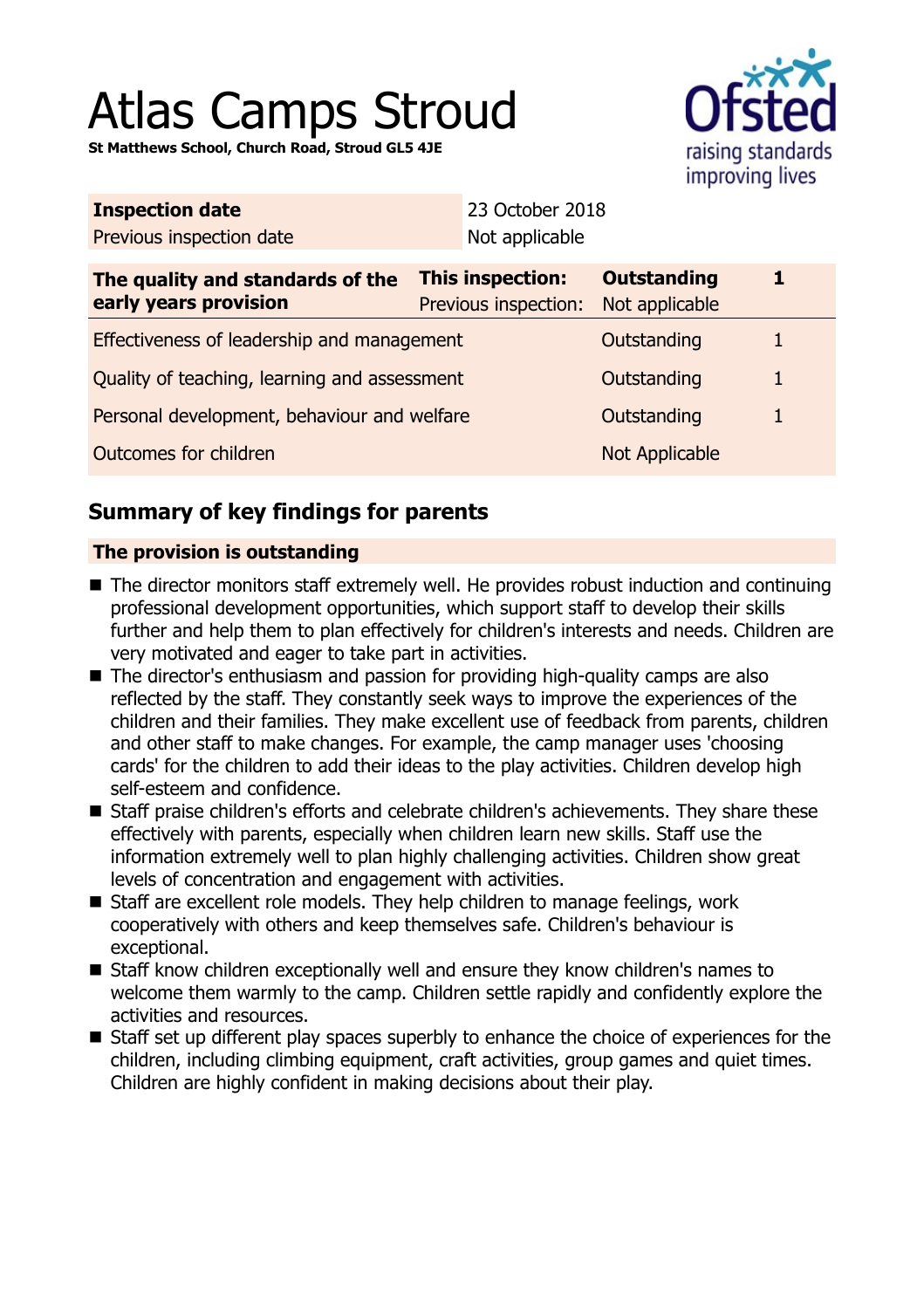# Atlas Camps Stroud

**St Matthews School, Church Road, Stroud GL5 4JE**

| **Inspection date** | 23 October 2018 |
|---|---|
| Previous inspection date | Not applicable |

| **The quality and standards of the early years provision** | **This inspection:** | **Outstanding** | **1** |
|---|---|---|---|
| | Previous inspection: | Not applicable | |
| Effectiveness of leadership and management | | Outstanding | 1 |
| Quality of teaching, learning and assessment | | Outstanding | 1 |
| Personal development, behaviour and welfare | | Outstanding | 1 |
| Outcomes for children | | Not Applicable | |

## Summary of key findings for parents

### The provision is outstanding

- The director monitors staff extremely well. He provides robust induction and continuing professional development opportunities, which support staff to develop their skills further and help them to plan effectively for children's interests and needs. Children are very motivated and eager to take part in activities.
- The director's enthusiasm and passion for providing high-quality camps are also reflected by the staff. They constantly seek ways to improve the experiences of the children and their families. They make excellent use of feedback from parents, children and other staff to make changes. For example, the camp manager uses 'choosing cards' for the children to add their ideas to the play activities. Children develop high self-esteem and confidence.
- Staff praise children's efforts and celebrate children's achievements. They share these effectively with parents, especially when children learn new skills. Staff use the information extremely well to plan highly challenging activities. Children show great levels of concentration and engagement with activities.
- Staff are excellent role models. They help children to manage feelings, work cooperatively with others and keep themselves safe. Children's behaviour is exceptional.
- Staff know children exceptionally well and ensure they know children's names to welcome them warmly to the camp. Children settle rapidly and confidently explore the activities and resources.
- Staff set up different play spaces superbly to enhance the choice of experiences for the children, including climbing equipment, craft activities, group games and quiet times. Children are highly confident in making decisions about their play.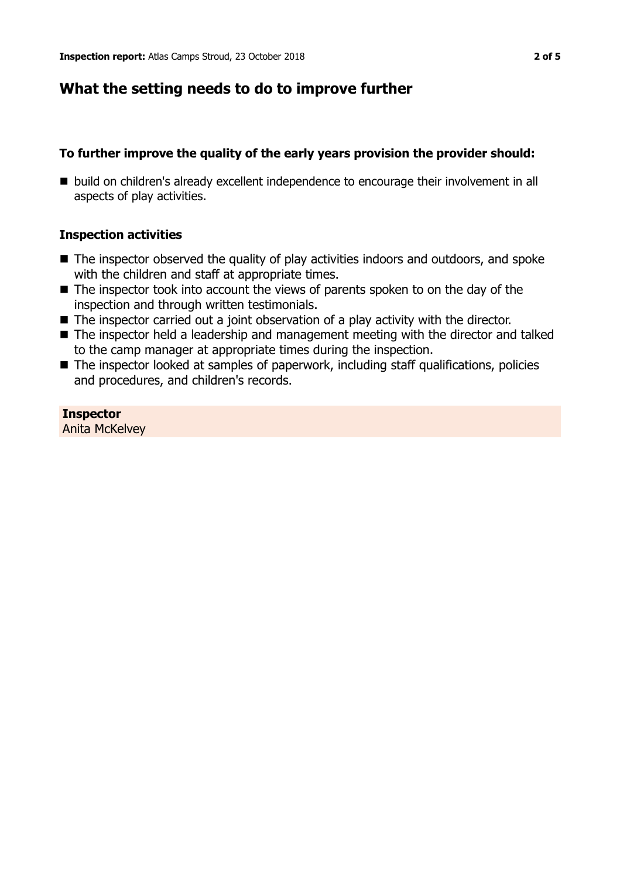## What the setting needs to do to improve further

### To further improve the quality of the early years provision the provider should:

- build on children's already excellent independence to encourage their involvement in all aspects of play activities.

### Inspection activities

- The inspector observed the quality of play activities indoors and outdoors, and spoke with the children and staff at appropriate times.
- The inspector took into account the views of parents spoken to on the day of the inspection and through written testimonials.
- The inspector carried out a joint observation of a play activity with the director.
- The inspector held a leadership and management meeting with the director and talked to the camp manager at appropriate times during the inspection.
- The inspector looked at samples of paperwork, including staff qualifications, policies and procedures, and children's records.

**Inspector**
Anita McKelvey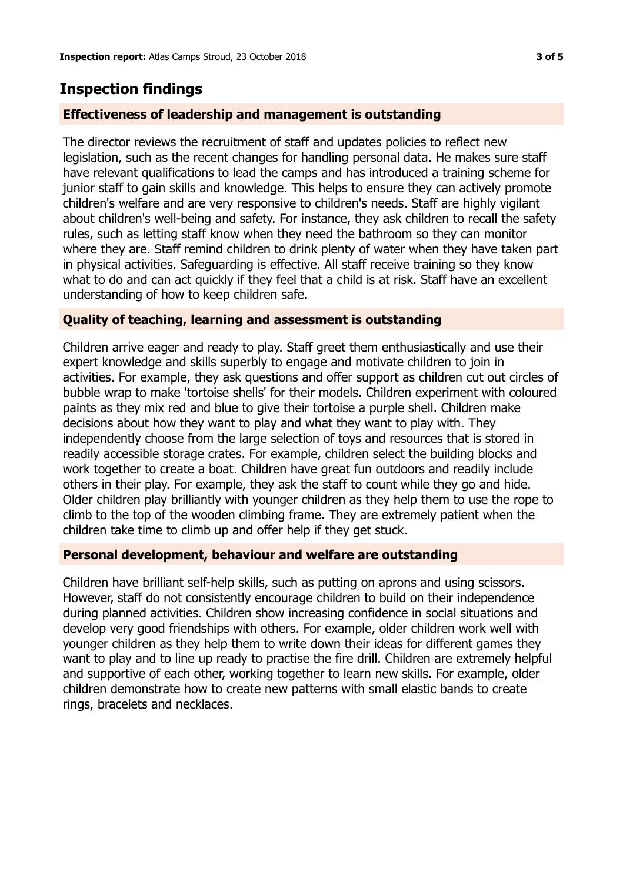## Inspection findings

### Effectiveness of leadership and management is outstanding

The director reviews the recruitment of staff and updates policies to reflect new legislation, such as the recent changes for handling personal data. He makes sure staff have relevant qualifications to lead the camps and has introduced a training scheme for junior staff to gain skills and knowledge. This helps to ensure they can actively promote children's welfare and are very responsive to children's needs. Staff are highly vigilant about children's well-being and safety. For instance, they ask children to recall the safety rules, such as letting staff know when they need the bathroom so they can monitor where they are. Staff remind children to drink plenty of water when they have taken part in physical activities. Safeguarding is effective. All staff receive training so they know what to do and can act quickly if they feel that a child is at risk. Staff have an excellent understanding of how to keep children safe.

### Quality of teaching, learning and assessment is outstanding

Children arrive eager and ready to play. Staff greet them enthusiastically and use their expert knowledge and skills superbly to engage and motivate children to join in activities. For example, they ask questions and offer support as children cut out circles of bubble wrap to make 'tortoise shells' for their models. Children experiment with coloured paints as they mix red and blue to give their tortoise a purple shell. Children make decisions about how they want to play and what they want to play with. They independently choose from the large selection of toys and resources that is stored in readily accessible storage crates. For example, children select the building blocks and work together to create a boat. Children have great fun outdoors and readily include others in their play. For example, they ask the staff to count while they go and hide. Older children play brilliantly with younger children as they help them to use the rope to climb to the top of the wooden climbing frame. They are extremely patient when the children take time to climb up and offer help if they get stuck.

### Personal development, behaviour and welfare are outstanding

Children have brilliant self-help skills, such as putting on aprons and using scissors. However, staff do not consistently encourage children to build on their independence during planned activities. Children show increasing confidence in social situations and develop very good friendships with others. For example, older children work well with younger children as they help them to write down their ideas for different games they want to play and to line up ready to practise the fire drill. Children are extremely helpful and supportive of each other, working together to learn new skills. For example, older children demonstrate how to create new patterns with small elastic bands to create rings, bracelets and necklaces.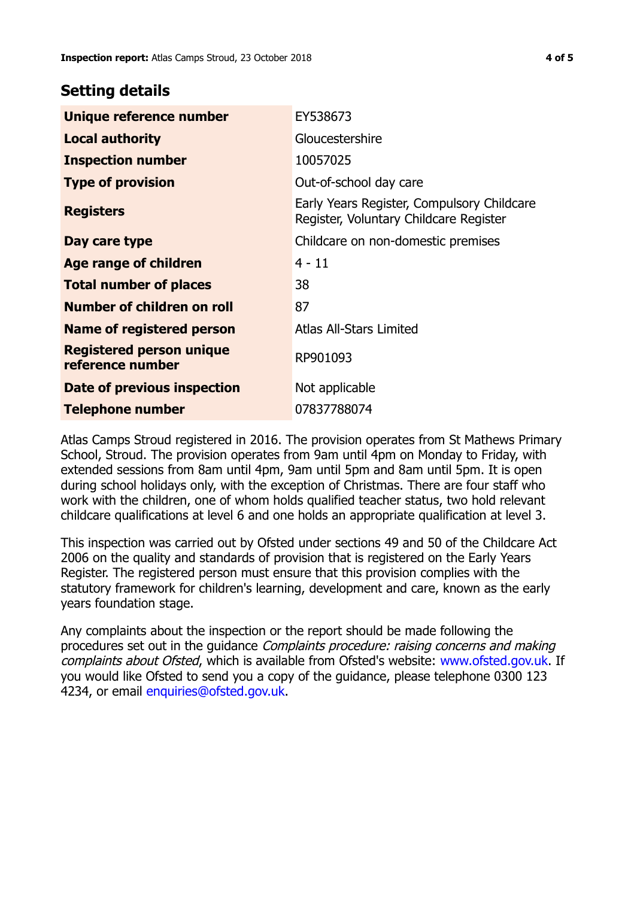## Setting details

| | |
|---|---|
| **Unique reference number** | EY538673 |
| **Local authority** | Gloucestershire |
| **Inspection number** | 10057025 |
| **Type of provision** | Out-of-school day care |
| **Registers** | Early Years Register, Compulsory Childcare Register, Voluntary Childcare Register |
| **Day care type** | Childcare on non-domestic premises |
| **Age range of children** | 4 - 11 |
| **Total number of places** | 38 |
| **Number of children on roll** | 87 |
| **Name of registered person** | Atlas All-Stars Limited |
| **Registered person unique reference number** | RP901093 |
| **Date of previous inspection** | Not applicable |
| **Telephone number** | 07837788074 |

Atlas Camps Stroud registered in 2016. The provision operates from St Mathews Primary School, Stroud. The provision operates from 9am until 4pm on Monday to Friday, with extended sessions from 8am until 4pm, 9am until 5pm and 8am until 5pm. It is open during school holidays only, with the exception of Christmas. There are four staff who work with the children, one of whom holds qualified teacher status, two hold relevant childcare qualifications at level 6 and one holds an appropriate qualification at level 3.

This inspection was carried out by Ofsted under sections 49 and 50 of the Childcare Act 2006 on the quality and standards of provision that is registered on the Early Years Register. The registered person must ensure that this provision complies with the statutory framework for children's learning, development and care, known as the early years foundation stage.

Any complaints about the inspection or the report should be made following the procedures set out in the guidance *Complaints procedure: raising concerns and making complaints about Ofsted*, which is available from Ofsted's website: www.ofsted.gov.uk. If you would like Ofsted to send you a copy of the guidance, please telephone 0300 123 4234, or email enquiries@ofsted.gov.uk.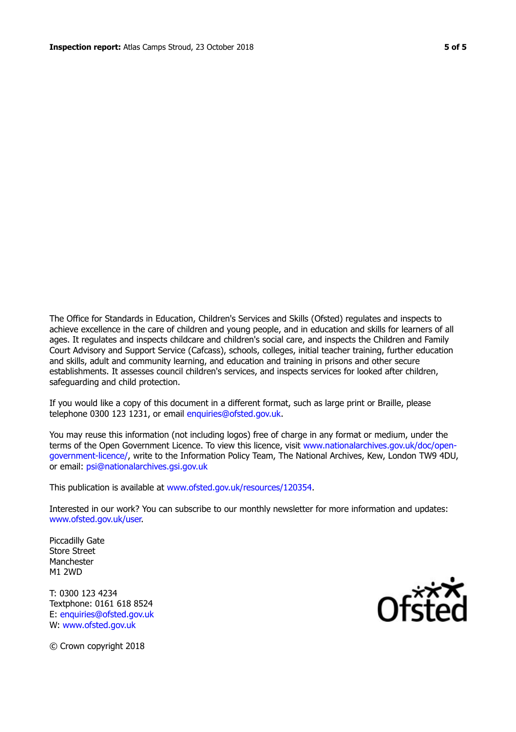The Office for Standards in Education, Children's Services and Skills (Ofsted) regulates and inspects to achieve excellence in the care of children and young people, and in education and skills for learners of all ages. It regulates and inspects childcare and children's social care, and inspects the Children and Family Court Advisory and Support Service (Cafcass), schools, colleges, initial teacher training, further education and skills, adult and community learning, and education and training in prisons and other secure establishments. It assesses council children's services, and inspects services for looked after children, safeguarding and child protection.

If you would like a copy of this document in a different format, such as large print or Braille, please telephone 0300 123 1231, or email enquiries@ofsted.gov.uk.

You may reuse this information (not including logos) free of charge in any format or medium, under the terms of the Open Government Licence. To view this licence, visit www.nationalarchives.gov.uk/doc/open-government-licence/, write to the Information Policy Team, The National Archives, Kew, London TW9 4DU, or email: psi@nationalarchives.gsi.gov.uk

This publication is available at www.ofsted.gov.uk/resources/120354.

Interested in our work? You can subscribe to our monthly newsletter for more information and updates: www.ofsted.gov.uk/user.

Piccadilly Gate
Store Street
Manchester
M1 2WD

T: 0300 123 4234
Textphone: 0161 618 8524
E: enquiries@ofsted.gov.uk
W: www.ofsted.gov.uk

© Crown copyright 2018